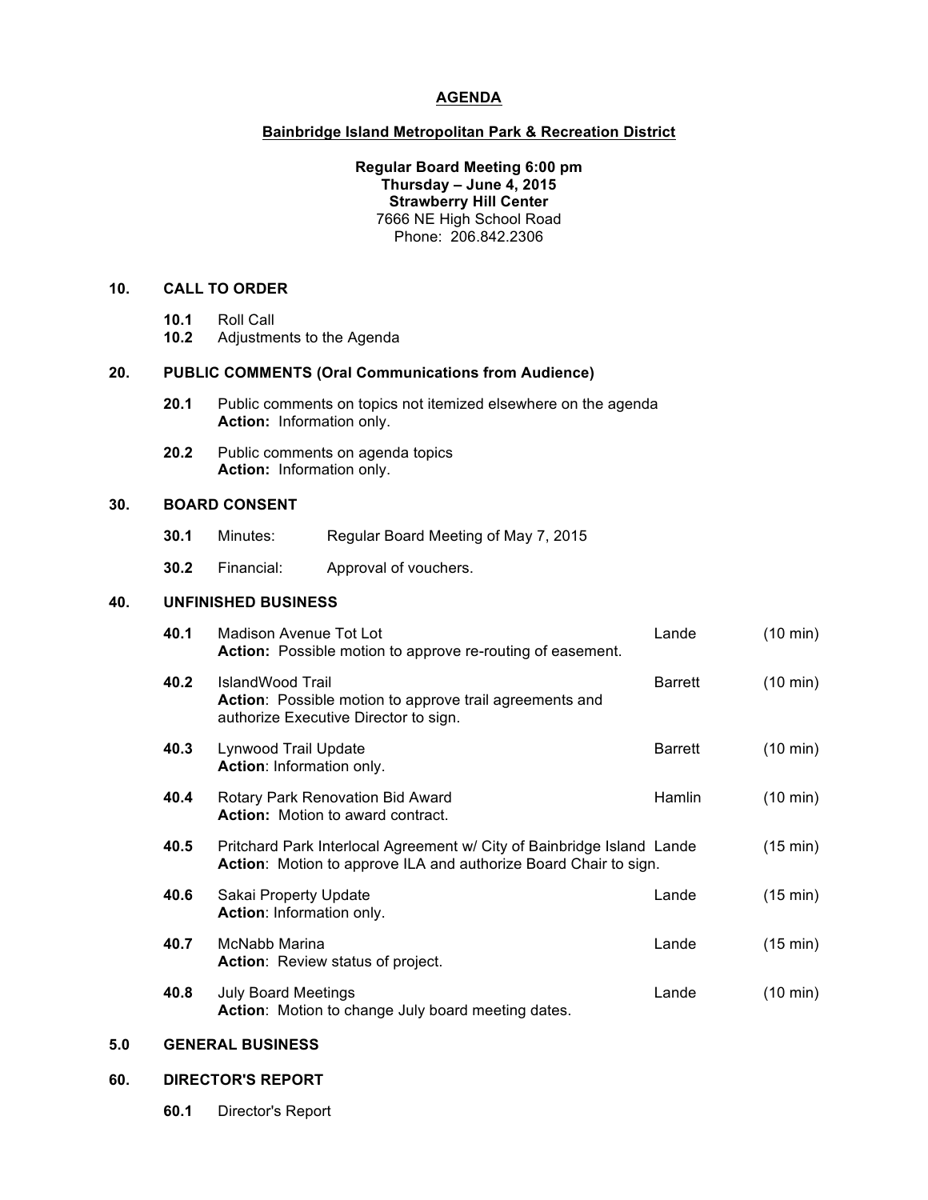# AGENDA

## Bainbridge Island Metropolitan Park & Recreation District

**Regular Board Meeting 6:00 pm**
**Thursday – June 4, 2015**
**Strawberry Hill Center**
7666 NE High School Road
Phone: 206.842.2306

### 10. CALL TO ORDER

**10.1** Roll Call
**10.2** Adjustments to the Agenda

### 20. PUBLIC COMMENTS (Oral Communications from Audience)

**20.1** Public comments on topics not itemized elsewhere on the agenda
**Action:** Information only.

**20.2** Public comments on agenda topics
**Action:** Information only.

### 30. BOARD CONSENT

**30.1** Minutes: Regular Board Meeting of May 7, 2015

**30.2** Financial: Approval of vouchers.

### 40. UNFINISHED BUSINESS

| | Item | Presenter | Time |
|---|---|---|---|
| **40.1** | Madison Avenue Tot Lot<br>**Action:** Possible motion to approve re-routing of easement. | Lande | (10 min) |
| **40.2** | IslandWood Trail<br>**Action**: Possible motion to approve trail agreements and authorize Executive Director to sign. | Barrett | (10 min) |
| **40.3** | Lynwood Trail Update<br>**Action**: Information only. | Barrett | (10 min) |
| **40.4** | Rotary Park Renovation Bid Award<br>**Action:** Motion to award contract. | Hamlin | (10 min) |
| **40.5** | Pritchard Park Interlocal Agreement w/ City of Bainbridge Island<br>**Action**: Motion to approve ILA and authorize Board Chair to sign. | Lande | (15 min) |
| **40.6** | Sakai Property Update<br>**Action**: Information only. | Lande | (15 min) |
| **40.7** | McNabb Marina<br>**Action**: Review status of project. | Lande | (15 min) |
| **40.8** | July Board Meetings<br>**Action**: Motion to change July board meeting dates. | Lande | (10 min) |

### 5.0 GENERAL BUSINESS

### 60. DIRECTOR'S REPORT

**60.1** Director's Report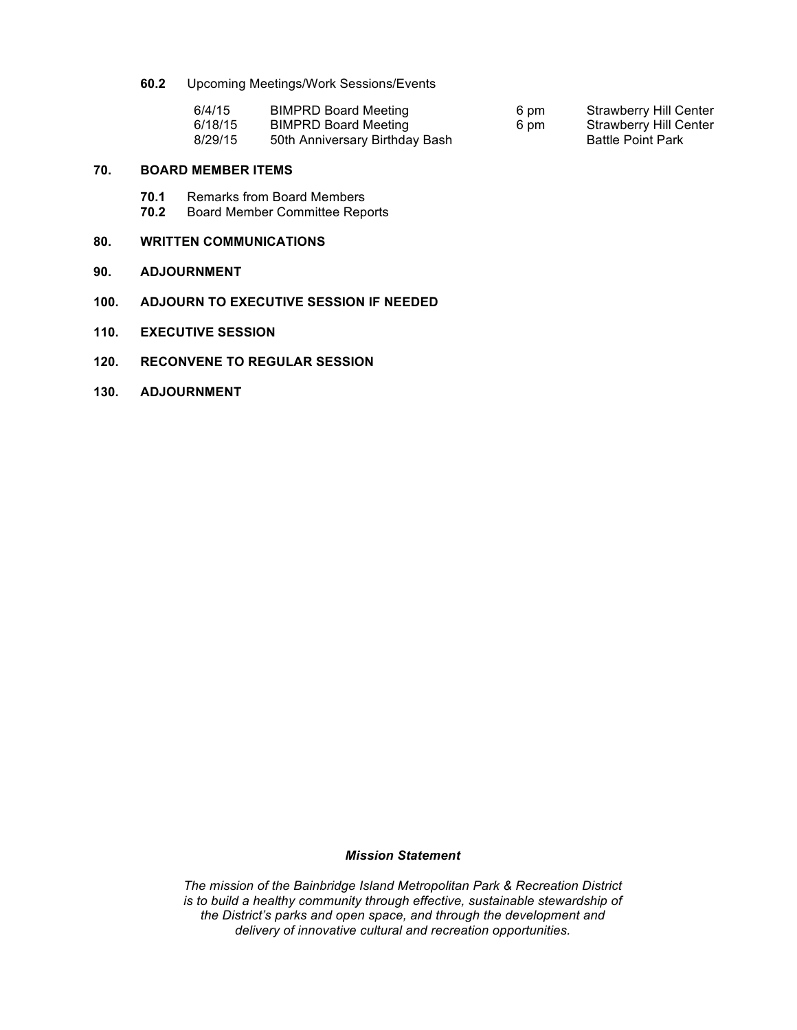**60.2** Upcoming Meetings/Work Sessions/Events

| | | | |
|---|---|---|---|
| 6/4/15 | BIMPRD Board Meeting | 6 pm | Strawberry Hill Center |
| 6/18/15 | BIMPRD Board Meeting | 6 pm | Strawberry Hill Center |
| 8/29/15 | 50th Anniversary Birthday Bash | | Battle Point Park |

**70. BOARD MEMBER ITEMS**

**70.1** Remarks from Board Members
**70.2** Board Member Committee Reports

**80. WRITTEN COMMUNICATIONS**

**90. ADJOURNMENT**

**100. ADJOURN TO EXECUTIVE SESSION IF NEEDED**

**110. EXECUTIVE SESSION**

**120. RECONVENE TO REGULAR SESSION**

**130. ADJOURNMENT**

***Mission Statement***

*The mission of the Bainbridge Island Metropolitan Park & Recreation District is to build a healthy community through effective, sustainable stewardship of the District's parks and open space, and through the development and delivery of innovative cultural and recreation opportunities.*